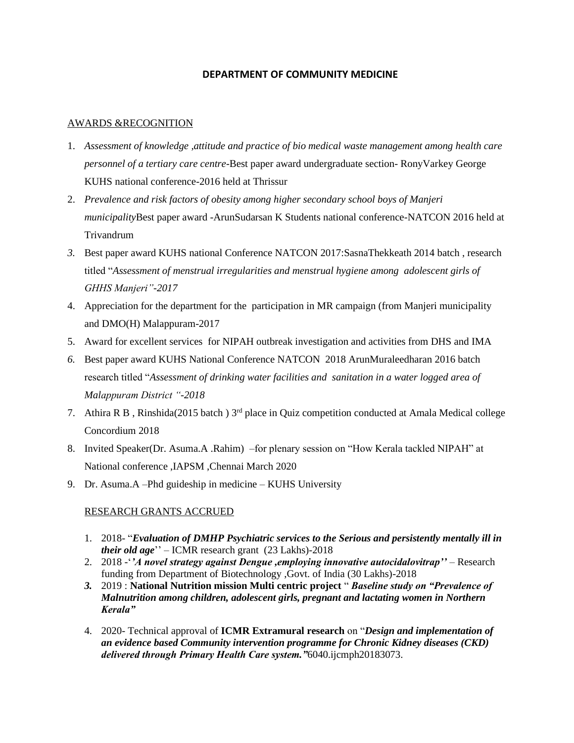# DEPARTMENT OF COMMUNITY MEDICINE

## AWARDS &RECOGNITION

1. *Assessment of knowledge ,attitude and practice of bio medical waste management among health care personnel of a tertiary care centre*-Best paper award undergraduate section- RonyVarkey George KUHS national conference-2016 held at Thrissur
2. *Prevalence and risk factors of obesity among higher secondary school boys of Manjeri municipality*Best paper award -ArunSudarsan K Students national conference-NATCON 2016 held at Trivandrum
3. Best paper award KUHS national Conference NATCON 2017:SasnaThekkeath 2014 batch , research titled "*Assessment of menstrual irregularities and menstrual hygiene among adolescent girls of GHHS Manjeri"-2017*
4. Appreciation for the department for the participation in MR campaign (from Manjeri municipality and DMO(H) Malappuram-2017
5. Award for excellent services for NIPAH outbreak investigation and activities from DHS and IMA
6. Best paper award KUHS National Conference NATCON 2018 ArunMuraleedharan 2016 batch research titled "*Assessment of drinking water facilities and sanitation in a water logged area of Malappuram District "-2018*
7. Athira R B , Rinshida(2015 batch ) 3rd place in Quiz competition conducted at Amala Medical college Concordium 2018
8. Invited Speaker(Dr. Asuma.A .Rahim) –for plenary session on "How Kerala tackled NIPAH" at National conference ,IAPSM ,Chennai March 2020
9. Dr. Asuma.A –Phd guideship in medicine – KUHS University

## RESEARCH GRANTS ACCRUED

1. 2018- "***Evaluation of DMHP Psychiatric services to the Serious and persistently mentally ill in their old age***'' – ICMR research grant (23 Lakhs)-2018
2. 2018 -'***'A novel strategy against Dengue ,employing innovative autocidalovitrap''*** – Research funding from Department of Biotechnology ,Govt. of India (30 Lakhs)-2018
3. 2019 : **National Nutrition mission Multi centric project** " ***Baseline study on "Prevalence of Malnutrition among children, adolescent girls, pregnant and lactating women in Northern Kerala"***
4. 2020- Technical approval of **ICMR Extramural research** on "***Design and implementation of an evidence based Community intervention programme for Chronic Kidney diseases (CKD) delivered through Primary Health Care system."***6040.ijcmph20183073.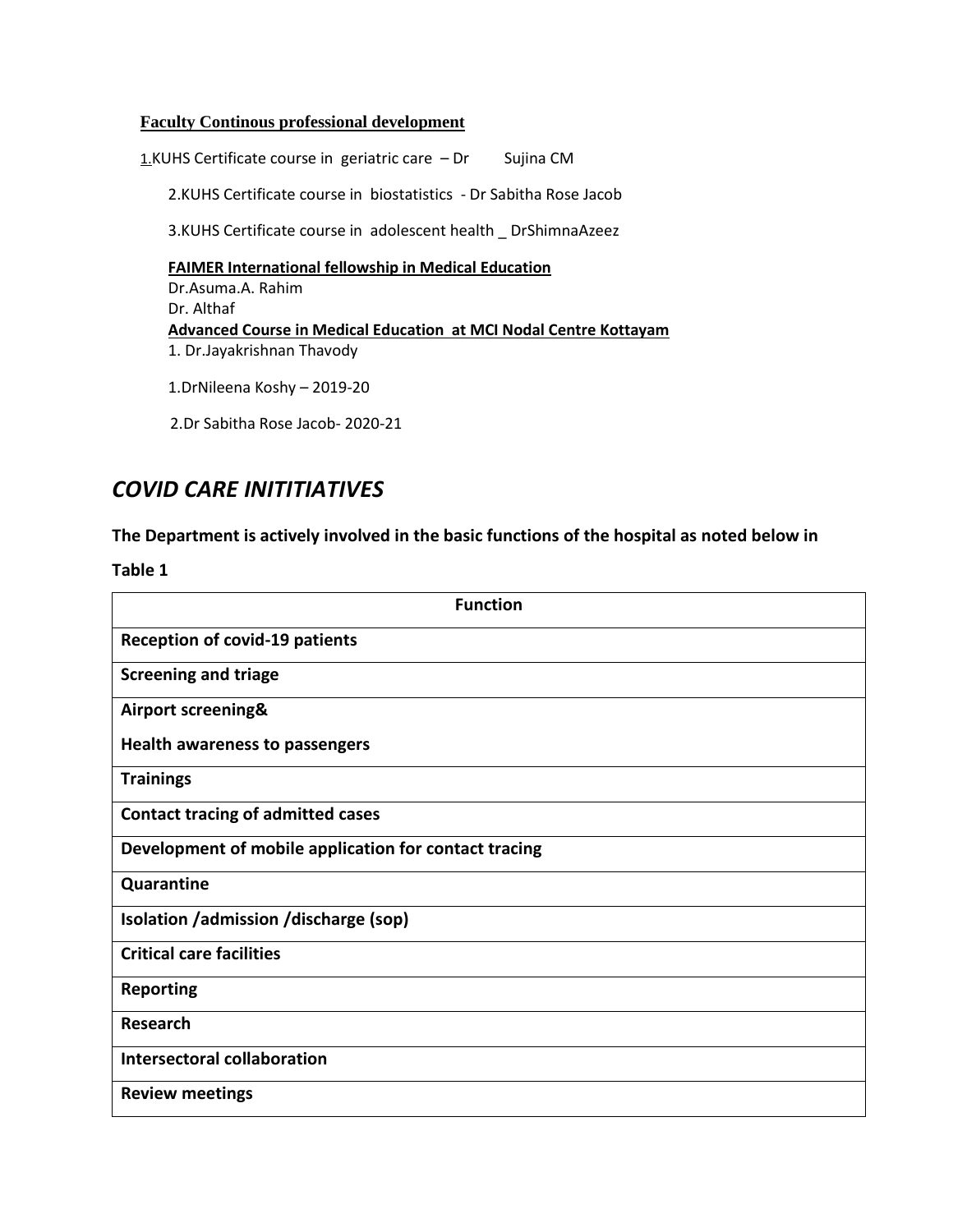**Faculty Continous professional development**

1.KUHS Certificate course in geriatric care – Dr Sujina CM

2.KUHS Certificate course in biostatistics - Dr Sabitha Rose Jacob

3.KUHS Certificate course in adolescent health _ DrShimnaAzeez

**FAIMER International fellowship in Medical Education**

Dr.Asuma.A. Rahim

Dr. Althaf

**Advanced Course in Medical Education at MCI Nodal Centre Kottayam**

1. Dr.Jayakrishnan Thavody

1.DrNileena Koshy – 2019-20

2.Dr Sabitha Rose Jacob- 2020-21

## *COVID CARE INITITIATIVES*

**The Department is actively involved in the basic functions of the hospital as noted below in**

**Table 1**

| Function |
|---|
| **Reception of covid-19 patients** |
| **Screening and triage** |
| **Airport screening&<br>Health awareness to passengers** |
| **Trainings** |
| **Contact tracing of admitted cases** |
| **Development of mobile application for contact tracing** |
| **Quarantine** |
| **Isolation /admission /discharge (sop)** |
| **Critical care facilities** |
| **Reporting** |
| **Research** |
| **Intersectoral collaboration** |
| **Review meetings** |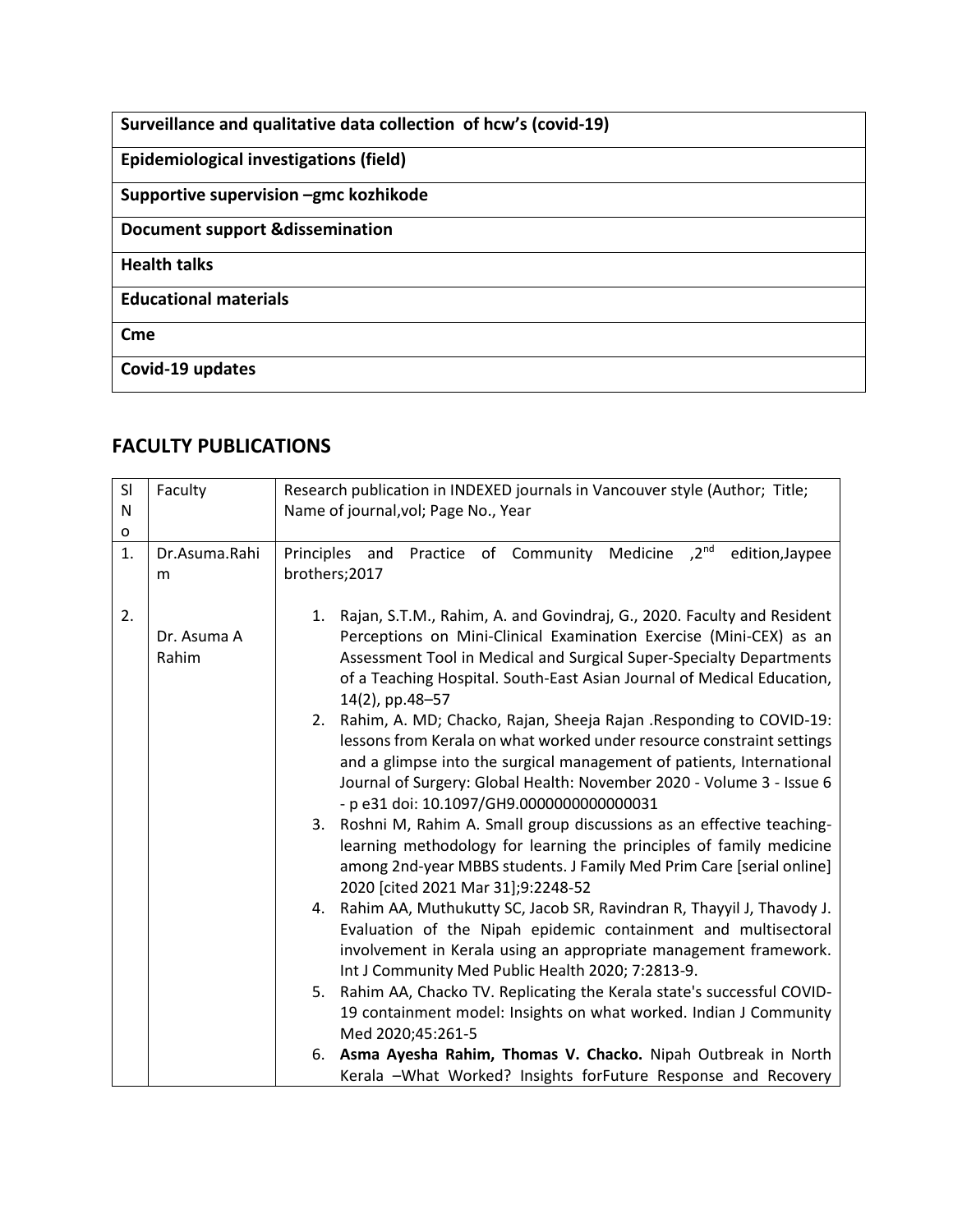| Surveillance and qualitative data collection of hcw's (covid-19) |
|---|
| **Epidemiological investigations (field)** |
| **Supportive supervision –gmc kozhikode** |
| **Document support &dissemination** |
| **Health talks** |
| **Educational materials** |
| **Cme** |
| **Covid-19 updates** |

## FACULTY PUBLICATIONS

| Sl No | Faculty | Research publication in INDEXED journals in Vancouver style (Author; Title; Name of journal,vol; Page No., Year |
|---|---|---|
| 1. | Dr.Asuma.Rahim | Principles and Practice of Community Medicine ,2nd edition,Jaypee brothers;2017 |
| 2. | Dr. Asuma A Rahim | 1. Rajan, S.T.M., Rahim, A. and Govindraj, G., 2020. Faculty and Resident Perceptions on Mini-Clinical Examination Exercise (Mini-CEX) as an Assessment Tool in Medical and Surgical Super-Specialty Departments of a Teaching Hospital. South-East Asian Journal of Medical Education, 14(2), pp.48–57<br>2. Rahim, A. MD; Chacko, Rajan, Sheeja Rajan .Responding to COVID-19: lessons from Kerala on what worked under resource constraint settings and a glimpse into the surgical management of patients, International Journal of Surgery: Global Health: November 2020 - Volume 3 - Issue 6 - p e31 doi: 10.1097/GH9.0000000000000031<br>3. Roshni M, Rahim A. Small group discussions as an effective teaching-learning methodology for learning the principles of family medicine among 2nd-year MBBS students. J Family Med Prim Care [serial online] 2020 [cited 2021 Mar 31];9:2248-52<br>4. Rahim AA, Muthukutty SC, Jacob SR, Ravindran R, Thayyil J, Thavody J. Evaluation of the Nipah epidemic containment and multisectoral involvement in Kerala using an appropriate management framework. Int J Community Med Public Health 2020; 7:2813-9.<br>5. Rahim AA, Chacko TV. Replicating the Kerala state's successful COVID-19 containment model: Insights on what worked. Indian J Community Med 2020;45:261-5<br>6. **Asma Ayesha Rahim, Thomas V. Chacko.** Nipah Outbreak in North Kerala –What Worked? Insights forFuture Response and Recovery |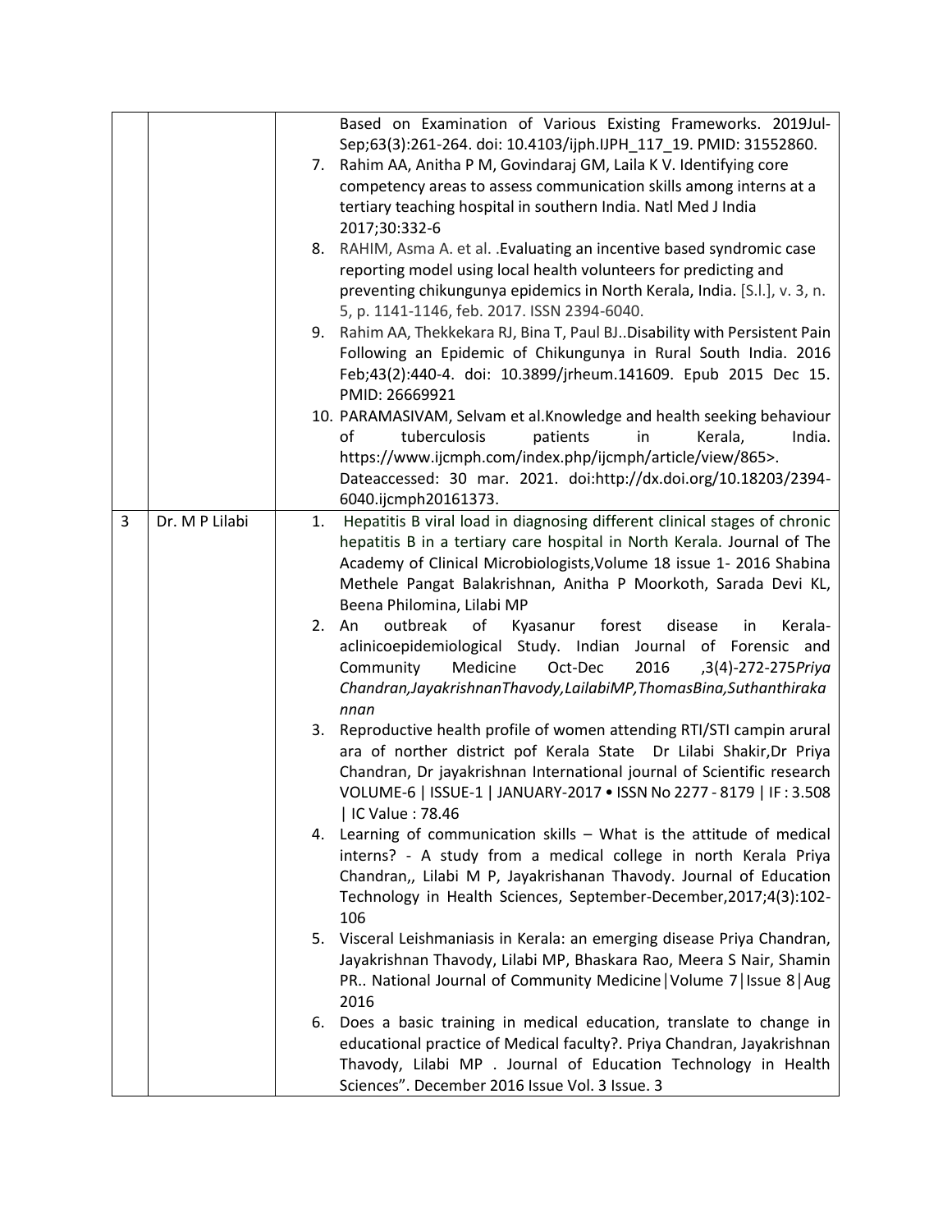| | | |
|---|---|---|
| | | Based on Examination of Various Existing Frameworks. 2019Jul-Sep;63(3):261-264. doi: 10.4103/ijph.IJPH_117_19. PMID: 31552860.<br>7. Rahim AA, Anitha P M, Govindaraj GM, Laila K V. Identifying core competency areas to assess communication skills among interns at a tertiary teaching hospital in southern India. Natl Med J India 2017;30:332-6<br>8. RAHIM, Asma A. et al. .Evaluating an incentive based syndromic case reporting model using local health volunteers for predicting and preventing chikungunya epidemics in North Kerala, India. [S.l.], v. 3, n. 5, p. 1141-1146, feb. 2017. ISSN 2394-6040.<br>9. Rahim AA, Thekkekara RJ, Bina T, Paul BJ..Disability with Persistent Pain Following an Epidemic of Chikungunya in Rural South India. 2016 Feb;43(2):440-4. doi: 10.3899/jrheum.141609. Epub 2015 Dec 15. PMID: 26669921<br>10. PARAMASIVAM, Selvam et al.Knowledge and health seeking behaviour of tuberculosis patients in Kerala, India. https://www.ijcmph.com/index.php/ijcmph/article/view/865>. Dateaccessed: 30 mar. 2021. doi:http://dx.doi.org/10.18203/2394-6040.ijcmph20161373. |
| 3 | Dr. M P Lilabi | 1. Hepatitis B viral load in diagnosing different clinical stages of chronic hepatitis B in a tertiary care hospital in North Kerala. Journal of The Academy of Clinical Microbiologists,Volume 18 issue 1- 2016 Shabina Methele Pangat Balakrishnan, Anitha P Moorkoth, Sarada Devi KL, Beena Philomina, Lilabi MP<br>2. An outbreak of Kyasanur forest disease in Kerala-aclinicoepidemiological Study. Indian Journal of Forensic and Community Medicine Oct-Dec 2016 ,3(4)-272-275*Priya Chandran,JayakrishnanThavody,LailabiMP,ThomasBina,Suthanthirakannan*<br>3. Reproductive health profile of women attending RTI/STI campin arural ara of norther district pof Kerala State Dr Lilabi Shakir,Dr Priya Chandran, Dr jayakrishnan International journal of Scientific research VOLUME-6 \| ISSUE-1 \| JANUARY-2017 • ISSN No 2277 - 8179 \| IF : 3.508 \| IC Value : 78.46<br>4. Learning of communication skills – What is the attitude of medical interns? - A study from a medical college in north Kerala Priya Chandran,, Lilabi M P, Jayakrishanan Thavody. Journal of Education Technology in Health Sciences, September-December,2017;4(3):102-106<br>5. Visceral Leishmaniasis in Kerala: an emerging disease Priya Chandran, Jayakrishnan Thavody, Lilabi MP, Bhaskara Rao, Meera S Nair, Shamin PR.. National Journal of Community Medicine\|Volume 7\|Issue 8\|Aug 2016<br>6. Does a basic training in medical education, translate to change in educational practice of Medical faculty?. Priya Chandran, Jayakrishnan Thavody, Lilabi MP . Journal of Education Technology in Health Sciences". December 2016 Issue Vol. 3 Issue. 3 |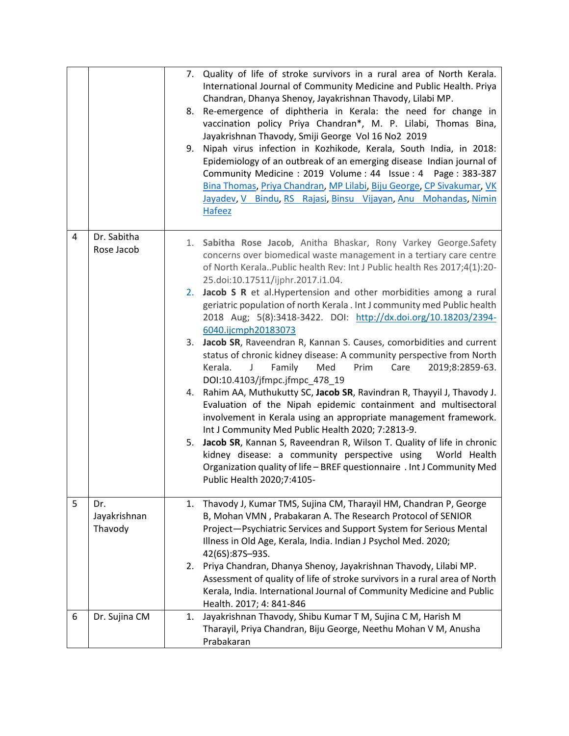| | | |
|---|---|---|
| | | 7. Quality of life of stroke survivors in a rural area of North Kerala. International Journal of Community Medicine and Public Health. Priya Chandran, Dhanya Shenoy, Jayakrishnan Thavody, Lilabi MP.<br>8. Re-emergence of diphtheria in Kerala: the need for change in vaccination policy Priya Chandran*, M. P. Lilabi, Thomas Bina, Jayakrishnan Thavody, Smiji George Vol 16 No2 2019<br>9. Nipah virus infection in Kozhikode, Kerala, South India, in 2018: Epidemiology of an outbreak of an emerging disease Indian journal of Community Medicine : 2019 Volume : 44 Issue : 4 Page : 383-387 Bina Thomas, Priya Chandran, MP Lilabi, Biju George, CP Sivakumar, VK Jayadev, V Bindu, RS Rajasi, Binsu Vijayan, Anu Mohandas, Nimin Hafeez |
| 4 | Dr. Sabitha Rose Jacob | 1. **Sabitha Rose Jacob**, Anitha Bhaskar, Rony Varkey George.Safety concerns over biomedical waste management in a tertiary care centre of North Kerala..Public health Rev: Int J Public health Res 2017;4(1):20-25.doi:10.17511/ijphr.2017.i1.04.<br>2. **Jacob S R** et al.Hypertension and other morbidities among a rural geriatric population of north Kerala . Int J community med Public health 2018 Aug; 5(8):3418-3422. DOI: http://dx.doi.org/10.18203/2394-6040.ijcmph20183073<br>3. **Jacob SR**, Raveendran R, Kannan S. Causes, comorbidities and current status of chronic kidney disease: A community perspective from North Kerala. J Family Med Prim Care 2019;8:2859-63. DOI:10.4103/jfmpc.jfmpc_478_19<br>4. Rahim AA, Muthukutty SC, **Jacob SR**, Ravindran R, Thayyil J, Thavody J. Evaluation of the Nipah epidemic containment and multisectoral involvement in Kerala using an appropriate management framework. Int J Community Med Public Health 2020; 7:2813-9.<br>5. **Jacob SR**, Kannan S, Raveendran R, Wilson T. Quality of life in chronic kidney disease: a community perspective using World Health Organization quality of life – BREF questionnaire . Int J Community Med Public Health 2020;7:4105- |
| 5 | Dr. Jayakrishnan Thavody | 1. Thavody J, Kumar TMS, Sujina CM, Tharayil HM, Chandran P, George B, Mohan VMN , Prabakaran A. The Research Protocol of SENIOR Project—Psychiatric Services and Support System for Serious Mental Illness in Old Age, Kerala, India. Indian J Psychol Med. 2020; 42(6S):87S–93S.<br>2. Priya Chandran, Dhanya Shenoy, Jayakrishnan Thavody, Lilabi MP. Assessment of quality of life of stroke survivors in a rural area of North Kerala, India. International Journal of Community Medicine and Public Health. 2017; 4: 841-846 |
| 6 | Dr. Sujina CM | 1. Jayakrishnan Thavody, Shibu Kumar T M, Sujina C M, Harish M Tharayil, Priya Chandran, Biju George, Neethu Mohan V M, Anusha Prabakaran |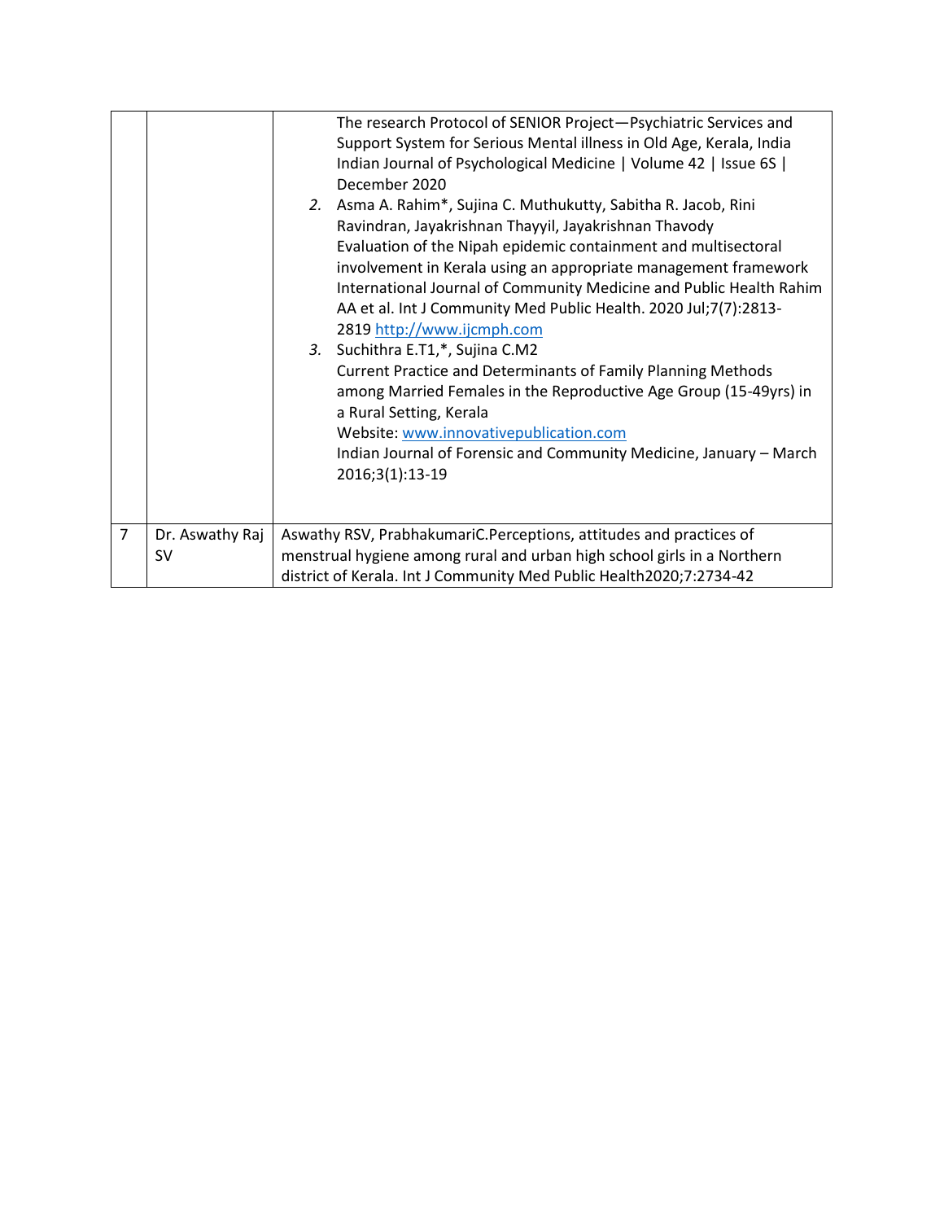| | | |
|---|---|---|
| | | The research Protocol of SENIOR Project—Psychiatric Services and Support System for Serious Mental illness in Old Age, Kerala, India Indian Journal of Psychological Medicine \| Volume 42 \| Issue 6S \| December 2020<br>2. Asma A. Rahim*, Sujina C. Muthukutty, Sabitha R. Jacob, Rini Ravindran, Jayakrishnan Thayyil, Jayakrishnan Thavody Evaluation of the Nipah epidemic containment and multisectoral involvement in Kerala using an appropriate management framework International Journal of Community Medicine and Public Health Rahim AA et al. Int J Community Med Public Health. 2020 Jul;7(7):2813-2819 http://www.ijcmph.com<br>3. Suchithra E.T1,*, Sujina C.M2 Current Practice and Determinants of Family Planning Methods among Married Females in the Reproductive Age Group (15-49yrs) in a Rural Setting, Kerala Website: www.innovativepublication.com Indian Journal of Forensic and Community Medicine, January – March 2016;3(1):13-19 |
| 7 | Dr. Aswathy Raj SV | Aswathy RSV, PrabhakumariC.Perceptions, attitudes and practices of menstrual hygiene among rural and urban high school girls in a Northern district of Kerala. Int J Community Med Public Health2020;7:2734-42 |